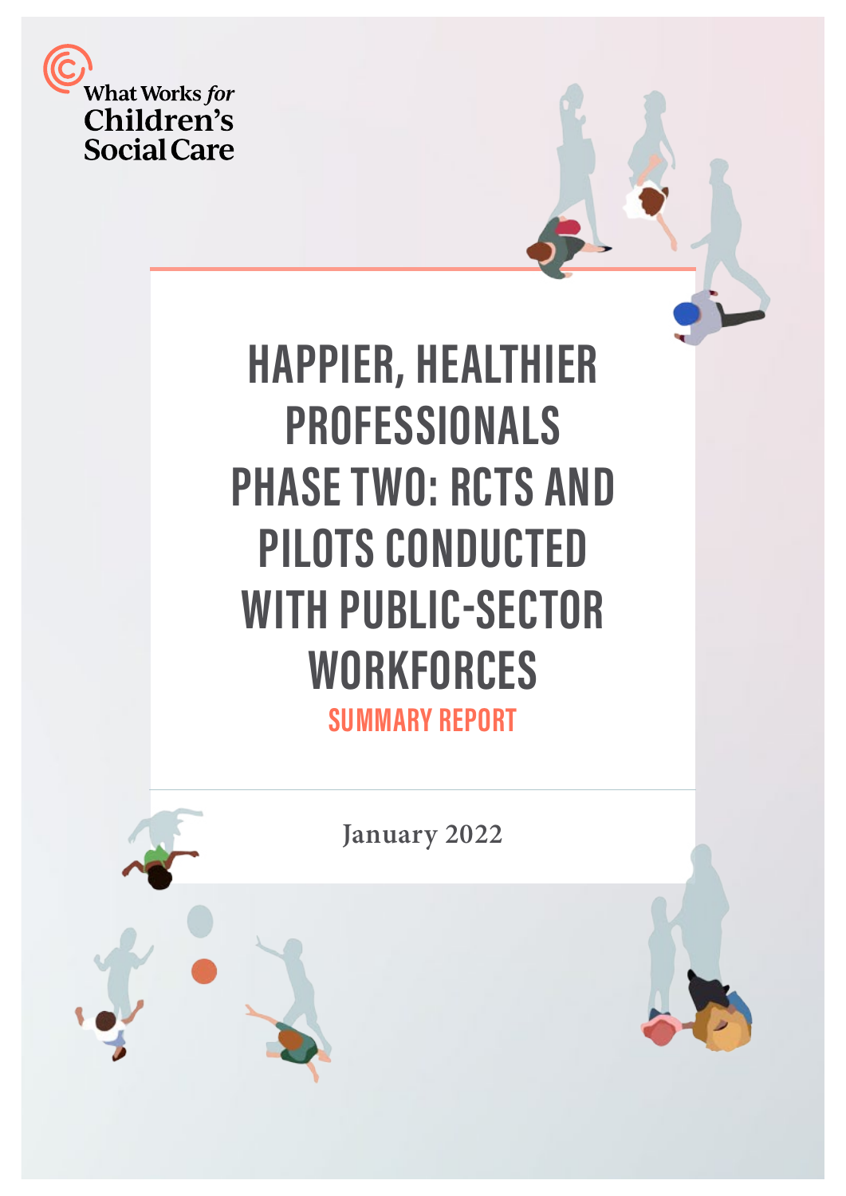What Works *for* Children's Social Care

# HAPPIER, HEALTHIER PROFESSIONALS PHASE TWO: RCTS AND PILOTS CONDUCTED WITH PUBLIC-SECTOR WORKFORCES

## SUMMARY REPORT

January 2022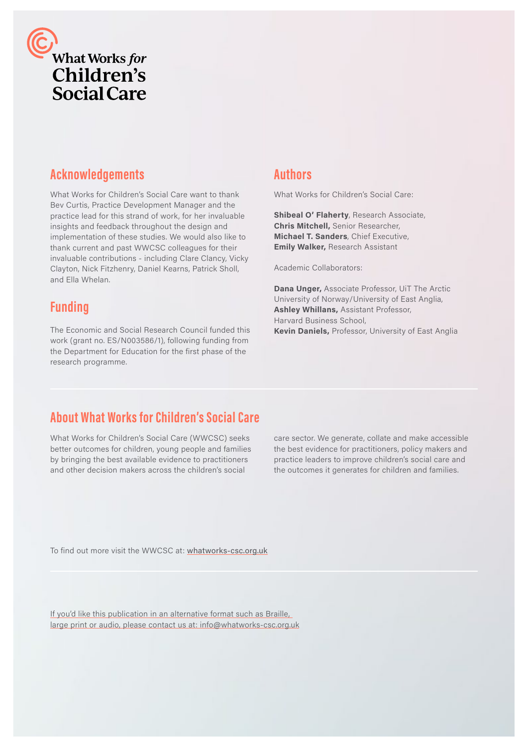What Works *for* Children's Social Care

## Acknowledgements

What Works for Children's Social Care want to thank Bev Curtis, Practice Development Manager and the practice lead for this strand of work, for her invaluable insights and feedback throughout the design and implementation of these studies. We would also like to thank current and past WWCSC colleagues for their invaluable contributions - including Clare Clancy, Vicky Clayton, Nick Fitzhenry, Daniel Kearns, Patrick Sholl, and Ella Whelan.

## Funding

The Economic and Social Research Council funded this work (grant no. ES/N003586/1), following funding from the Department for Education for the first phase of the research programme.

## Authors

What Works for Children's Social Care:

**Shibeal O' Flaherty**, Research Associate,
**Chris Mitchell,** Senior Researcher,
**Michael T. Sanders**, Chief Executive,
**Emily Walker,** Research Assistant

Academic Collaborators:

**Dana Unger,** Associate Professor, UiT The Arctic University of Norway/University of East Anglia,
**Ashley Whillans,** Assistant Professor, Harvard Business School,
**Kevin Daniels,** Professor, University of East Anglia

## About What Works for Children's Social Care

What Works for Children's Social Care (WWCSC) seeks better outcomes for children, young people and families by bringing the best available evidence to practitioners and other decision makers across the children's social care sector. We generate, collate and make accessible the best evidence for practitioners, policy makers and practice leaders to improve children's social care and the outcomes it generates for children and families.

To find out more visit the WWCSC at: whatworks-csc.org.uk

If you'd like this publication in an alternative format such as Braille, large print or audio, please contact us at: info@whatworks-csc.org.uk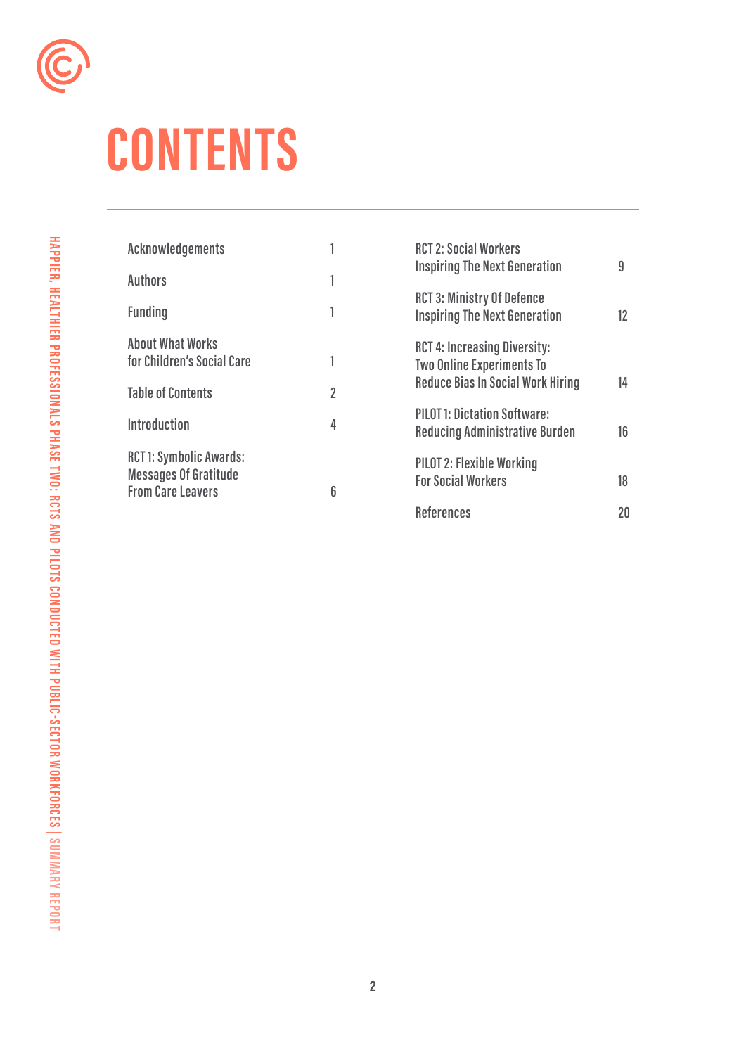# CONTENTS

| | |
|---|---|
| Acknowledgements | 1 |
| Authors | 1 |
| Funding | 1 |
| About What Works for Children's Social Care | 1 |
| Table of Contents | 2 |
| Introduction | 4 |
| RCT 1: Symbolic Awards: Messages Of Gratitude From Care Leavers | 6 |
| RCT 2: Social Workers Inspiring The Next Generation | 9 |
| RCT 3: Ministry Of Defence Inspiring The Next Generation | 12 |
| RCT 4: Increasing Diversity: Two Online Experiments To Reduce Bias In Social Work Hiring | 14 |
| PILOT 1: Dictation Software: Reducing Administrative Burden | 16 |
| PILOT 2: Flexible Working For Social Workers | 18 |
| References | 20 |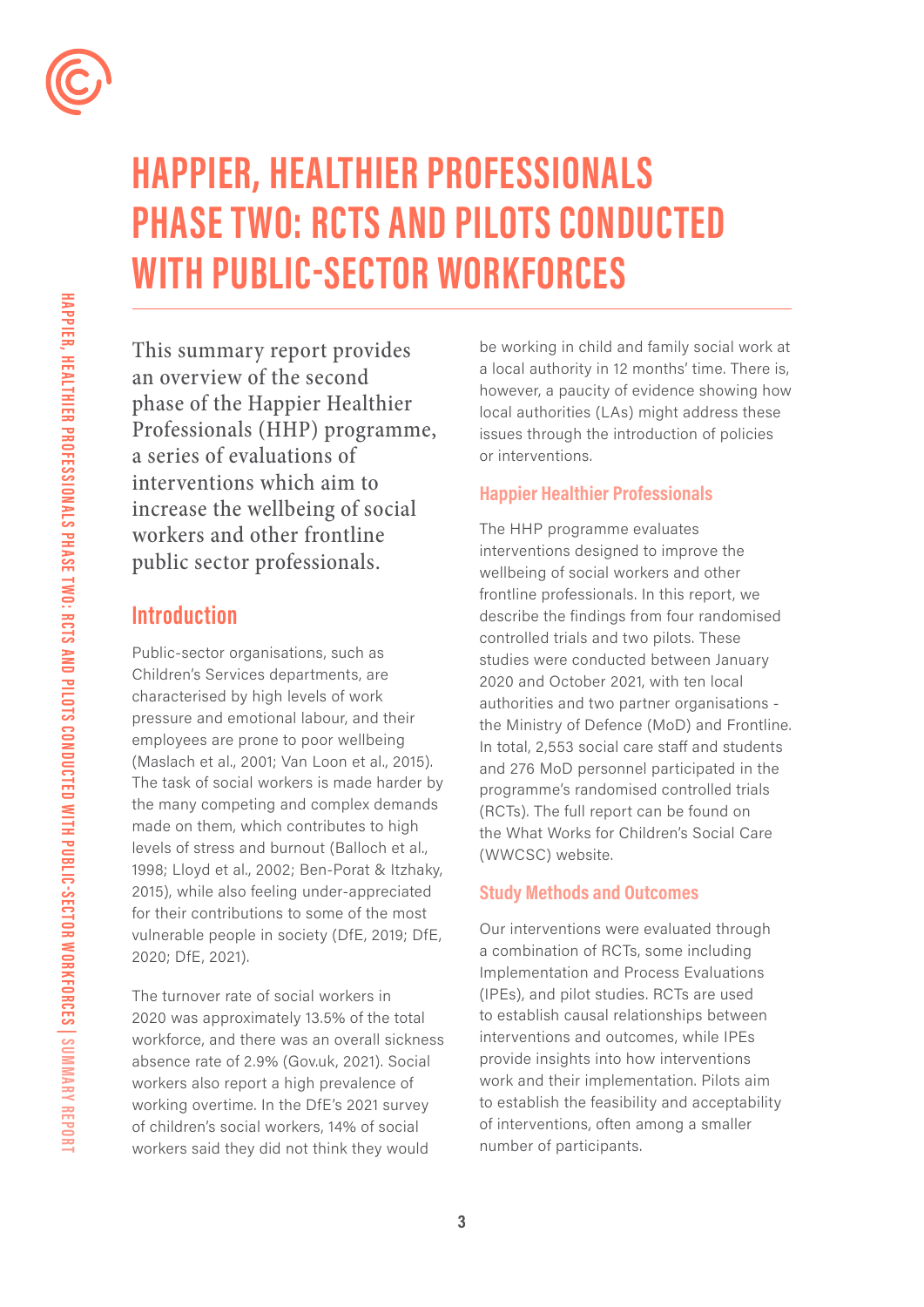# HAPPIER, HEALTHIER PROFESSIONALS PHASE TWO: RCTS AND PILOTS CONDUCTED WITH PUBLIC-SECTOR WORKFORCES

This summary report provides an overview of the second phase of the Happier Healthier Professionals (HHP) programme, a series of evaluations of interventions which aim to increase the wellbeing of social workers and other frontline public sector professionals.

## Introduction

Public-sector organisations, such as Children's Services departments, are characterised by high levels of work pressure and emotional labour, and their employees are prone to poor wellbeing (Maslach et al., 2001; Van Loon et al., 2015). The task of social workers is made harder by the many competing and complex demands made on them, which contributes to high levels of stress and burnout (Balloch et al., 1998; Lloyd et al., 2002; Ben-Porat & Itzhaky, 2015), while also feeling under-appreciated for their contributions to some of the most vulnerable people in society (DfE, 2019; DfE, 2020; DfE, 2021).

The turnover rate of social workers in 2020 was approximately 13.5% of the total workforce, and there was an overall sickness absence rate of 2.9% (Gov.uk, 2021). Social workers also report a high prevalence of working overtime. In the DfE's 2021 survey of children's social workers, 14% of social workers said they did not think they would be working in child and family social work at a local authority in 12 months' time. There is, however, a paucity of evidence showing how local authorities (LAs) might address these issues through the introduction of policies or interventions.

### Happier Healthier Professionals

The HHP programme evaluates interventions designed to improve the wellbeing of social workers and other frontline professionals. In this report, we describe the findings from four randomised controlled trials and two pilots. These studies were conducted between January 2020 and October 2021, with ten local authorities and two partner organisations - the Ministry of Defence (MoD) and Frontline. In total, 2,553 social care staff and students and 276 MoD personnel participated in the programme's randomised controlled trials (RCTs). The full report can be found on the What Works for Children's Social Care (WWCSC) website.

### Study Methods and Outcomes

Our interventions were evaluated through a combination of RCTs, some including Implementation and Process Evaluations (IPEs), and pilot studies. RCTs are used to establish causal relationships between interventions and outcomes, while IPEs provide insights into how interventions work and their implementation. Pilots aim to establish the feasibility and acceptability of interventions, often among a smaller number of participants.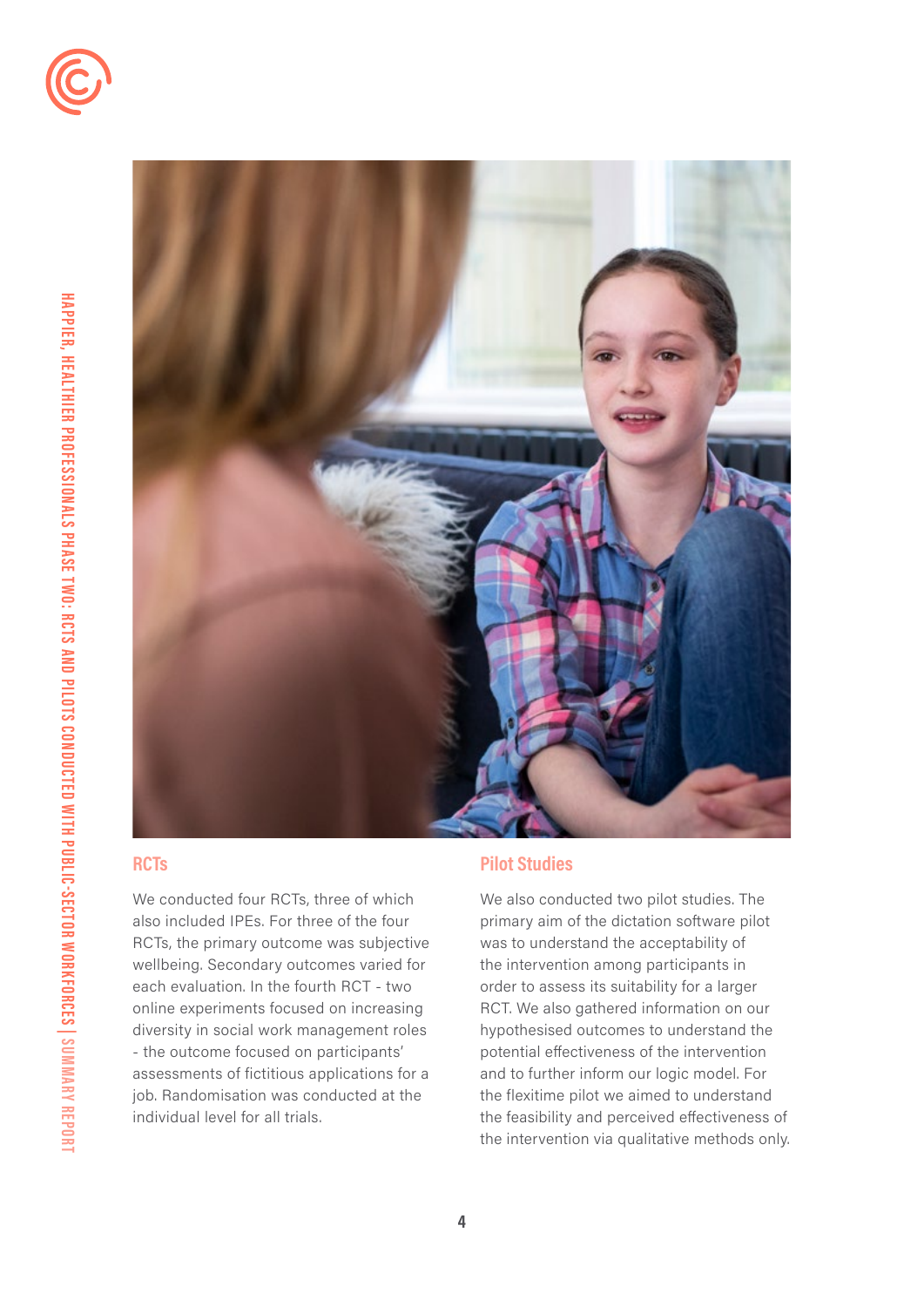## RCTs

We conducted four RCTs, three of which also included IPEs. For three of the four RCTs, the primary outcome was subjective wellbeing. Secondary outcomes varied for each evaluation. In the fourth RCT - two online experiments focused on increasing diversity in social work management roles - the outcome focused on participants' assessments of fictitious applications for a job. Randomisation was conducted at the individual level for all trials.

## Pilot Studies

We also conducted two pilot studies. The primary aim of the dictation software pilot was to understand the acceptability of the intervention among participants in order to assess its suitability for a larger RCT. We also gathered information on our hypothesised outcomes to understand the potential effectiveness of the intervention and to further inform our logic model. For the flexitime pilot we aimed to understand the feasibility and perceived effectiveness of the intervention via qualitative methods only.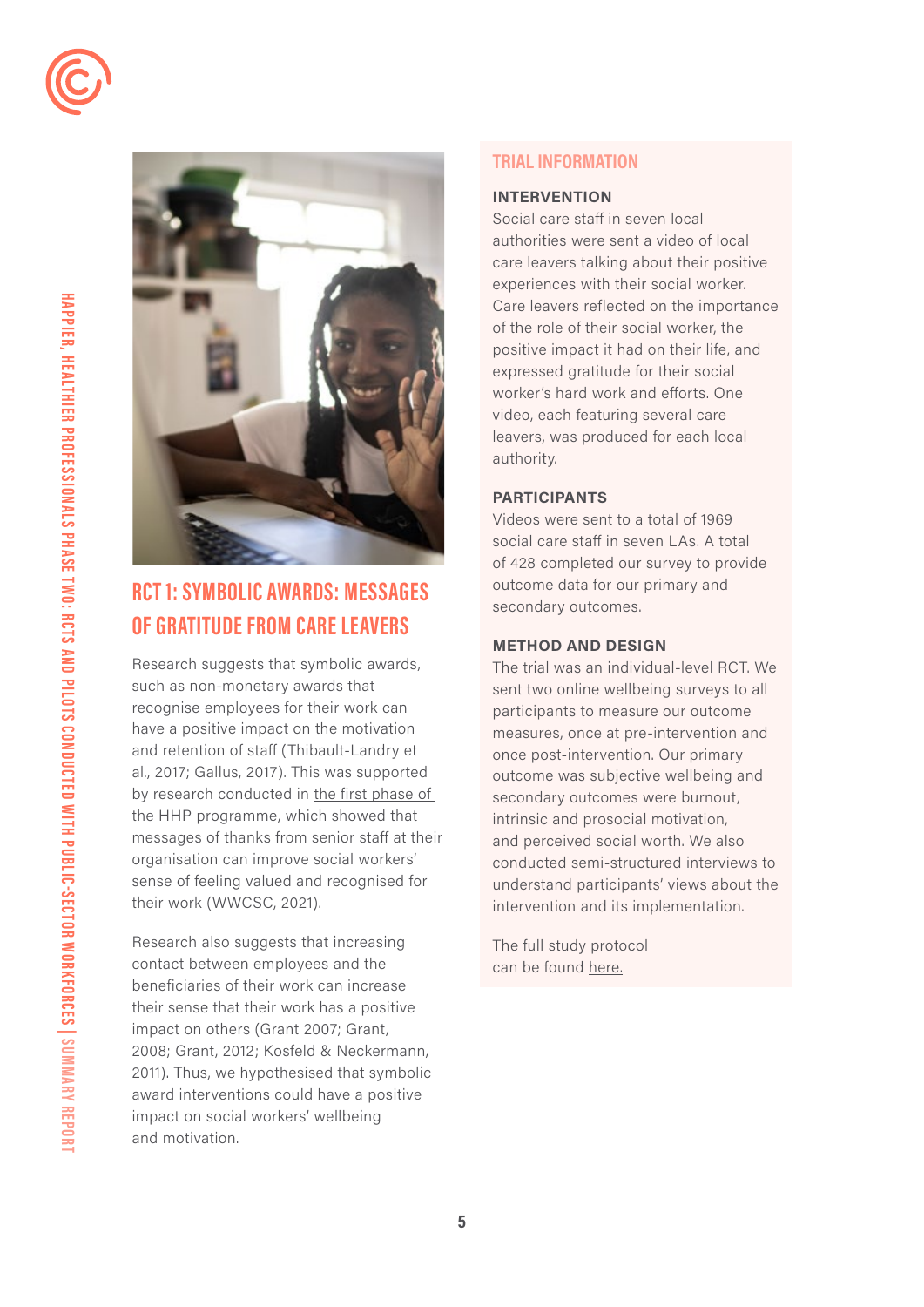## RCT 1: SYMBOLIC AWARDS: MESSAGES OF GRATITUDE FROM CARE LEAVERS

Research suggests that symbolic awards, such as non-monetary awards that recognise employees for their work can have a positive impact on the motivation and retention of staff (Thibault-Landry et al., 2017; Gallus, 2017). This was supported by research conducted in the first phase of the HHP programme, which showed that messages of thanks from senior staff at their organisation can improve social workers' sense of feeling valued and recognised for their work (WWCSC, 2021).

Research also suggests that increasing contact between employees and the beneficiaries of their work can increase their sense that their work has a positive impact on others (Grant 2007; Grant, 2008; Grant, 2012; Kosfeld & Neckermann, 2011). Thus, we hypothesised that symbolic award interventions could have a positive impact on social workers' wellbeing and motivation.

### TRIAL INFORMATION

**INTERVENTION**

Social care staff in seven local authorities were sent a video of local care leavers talking about their positive experiences with their social worker. Care leavers reflected on the importance of the role of their social worker, the positive impact it had on their life, and expressed gratitude for their social worker's hard work and efforts. One video, each featuring several care leavers, was produced for each local authority.

**PARTICIPANTS**

Videos were sent to a total of 1969 social care staff in seven LAs. A total of 428 completed our survey to provide outcome data for our primary and secondary outcomes.

**METHOD AND DESIGN**

The trial was an individual-level RCT. We sent two online wellbeing surveys to all participants to measure our outcome measures, once at pre-intervention and once post-intervention. Our primary outcome was subjective wellbeing and secondary outcomes were burnout, intrinsic and prosocial motivation, and perceived social worth. We also conducted semi-structured interviews to understand participants' views about the intervention and its implementation.

The full study protocol can be found here.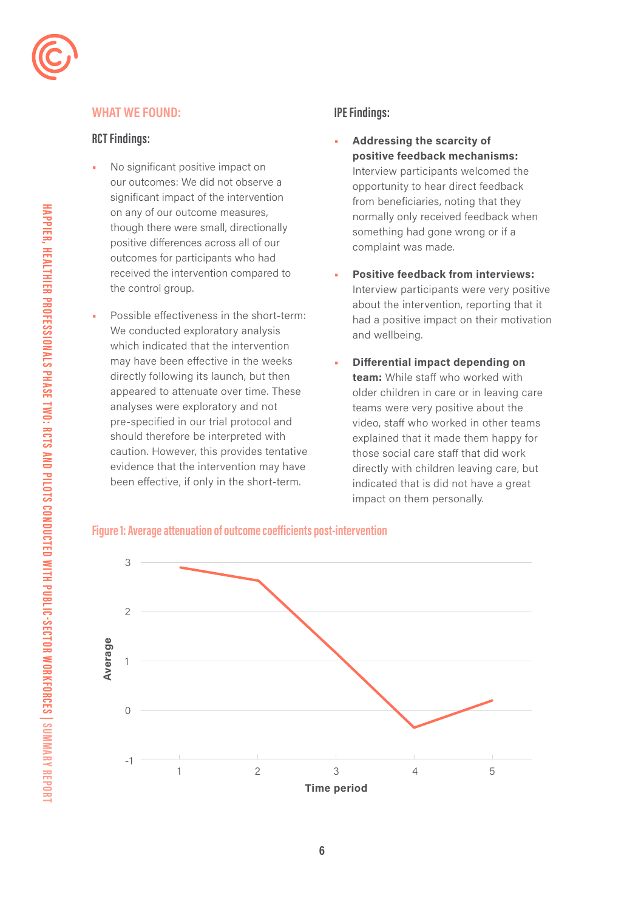## WHAT WE FOUND:

### RCT Findings:

- No significant positive impact on our outcomes: We did not observe a significant impact of the intervention on any of our outcome measures, though there were small, directionally positive differences across all of our outcomes for participants who had received the intervention compared to the control group.
- Possible effectiveness in the short-term: We conducted exploratory analysis which indicated that the intervention may have been effective in the weeks directly following its launch, but then appeared to attenuate over time. These analyses were exploratory and not pre-specified in our trial protocol and should therefore be interpreted with caution. However, this provides tentative evidence that the intervention may have been effective, if only in the short-term.

### IPE Findings:

- **Addressing the scarcity of positive feedback mechanisms:** Interview participants welcomed the opportunity to hear direct feedback from beneficiaries, noting that they normally only received feedback when something had gone wrong or if a complaint was made.
- **Positive feedback from interviews:** Interview participants were very positive about the intervention, reporting that it had a positive impact on their motivation and wellbeing.
- **Differential impact depending on team:** While staff who worked with older children in care or in leaving care teams were very positive about the video, staff who worked in other teams explained that it made them happy for those social care staff that did work directly with children leaving care, but indicated that is did not have a great impact on them personally.

Figure 1: Average attenuation of outcome coefficients post-intervention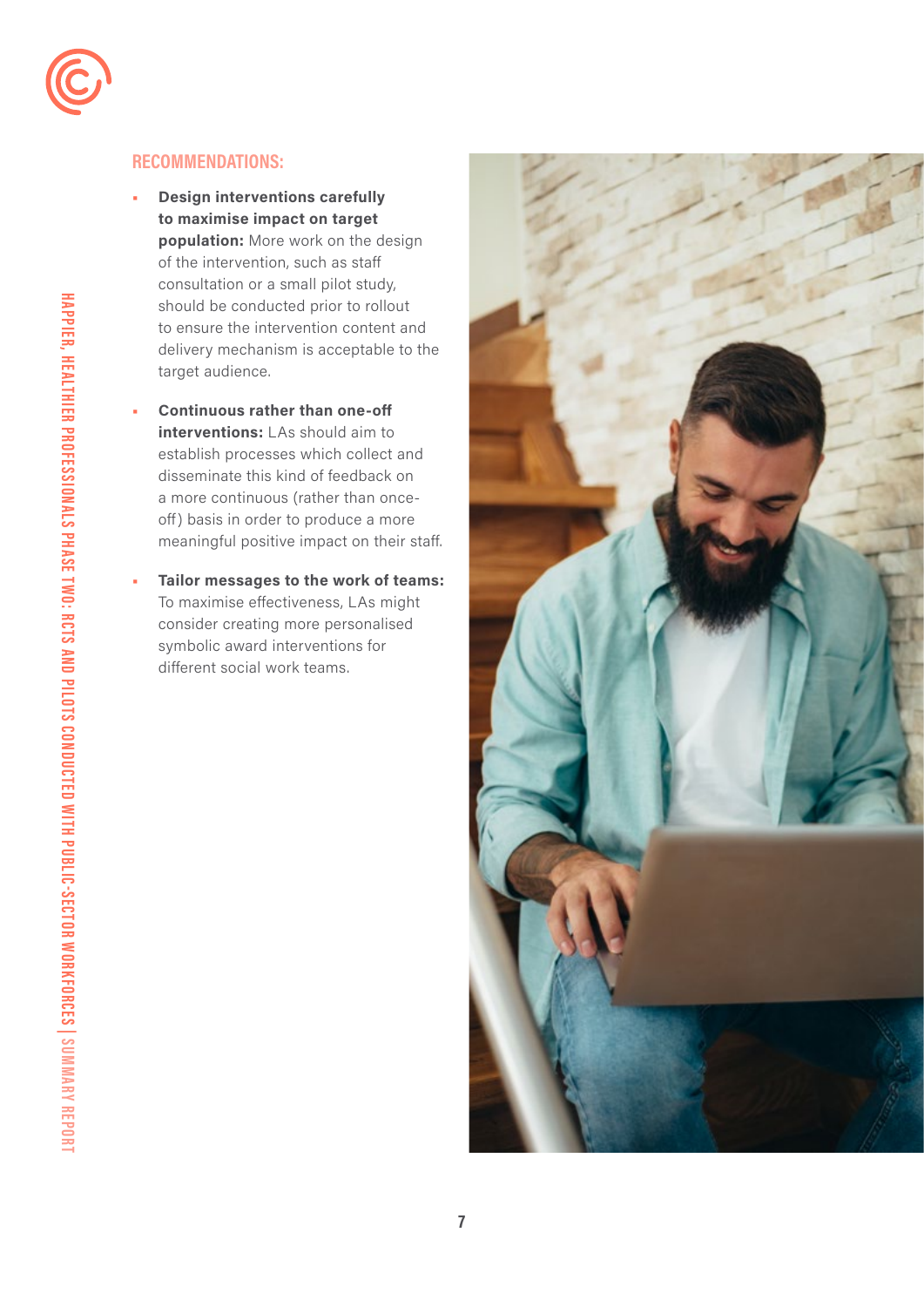## RECOMMENDATIONS:

- **Design interventions carefully to maximise impact on target population:** More work on the design of the intervention, such as staff consultation or a small pilot study, should be conducted prior to rollout to ensure the intervention content and delivery mechanism is acceptable to the target audience.
- **Continuous rather than one-off interventions:** LAs should aim to establish processes which collect and disseminate this kind of feedback on a more continuous (rather than once-off) basis in order to produce a more meaningful positive impact on their staff.
- **Tailor messages to the work of teams:** To maximise effectiveness, LAs might consider creating more personalised symbolic award interventions for different social work teams.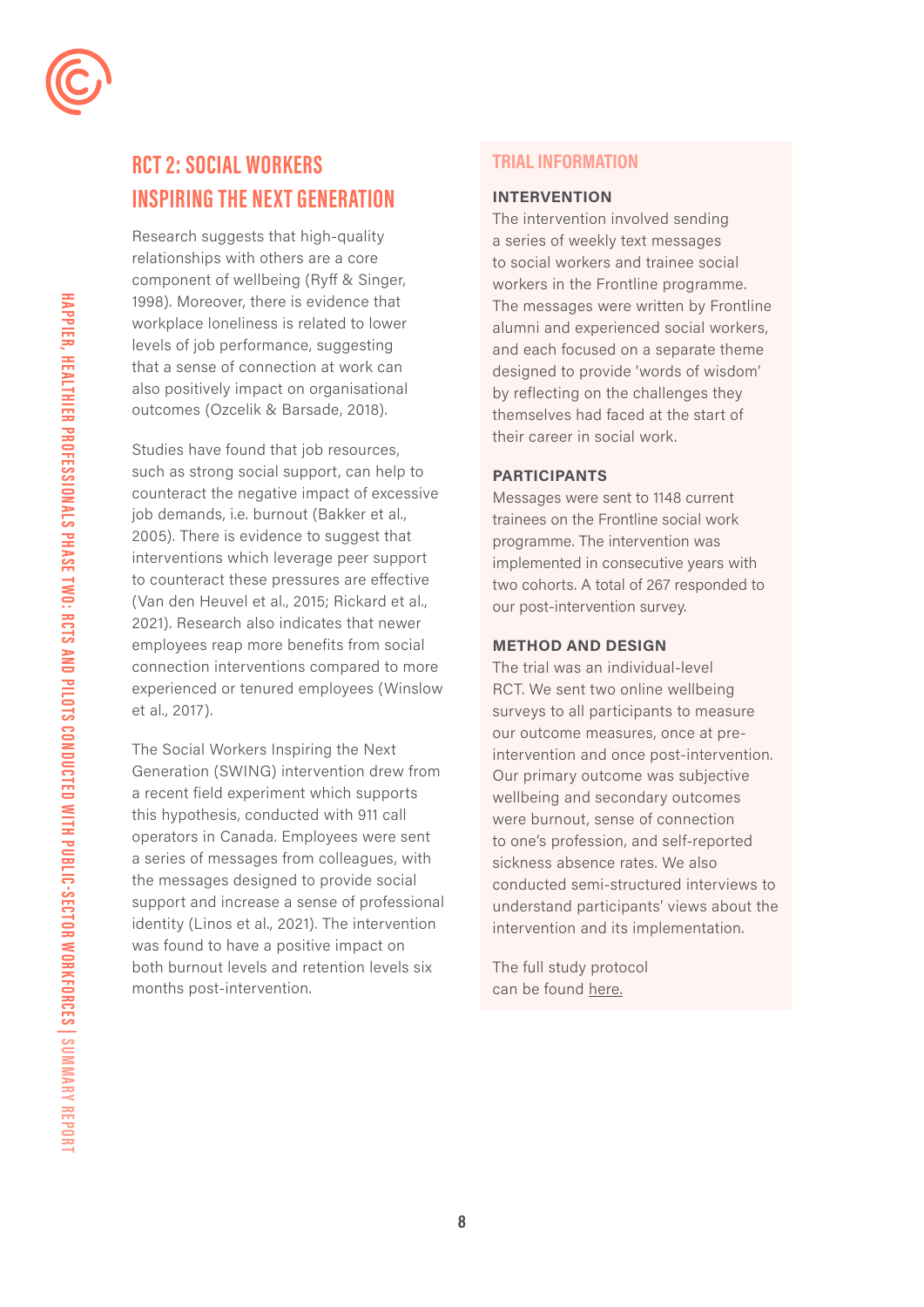## RCT 2: SOCIAL WORKERS INSPIRING THE NEXT GENERATION

Research suggests that high-quality relationships with others are a core component of wellbeing (Ryff & Singer, 1998). Moreover, there is evidence that workplace loneliness is related to lower levels of job performance, suggesting that a sense of connection at work can also positively impact on organisational outcomes (Ozcelik & Barsade, 2018).

Studies have found that job resources, such as strong social support, can help to counteract the negative impact of excessive job demands, i.e. burnout (Bakker et al., 2005). There is evidence to suggest that interventions which leverage peer support to counteract these pressures are effective (Van den Heuvel et al., 2015; Rickard et al., 2021). Research also indicates that newer employees reap more benefits from social connection interventions compared to more experienced or tenured employees (Winslow et al., 2017).

The Social Workers Inspiring the Next Generation (SWING) intervention drew from a recent field experiment which supports this hypothesis, conducted with 911 call operators in Canada. Employees were sent a series of messages from colleagues, with the messages designed to provide social support and increase a sense of professional identity (Linos et al., 2021). The intervention was found to have a positive impact on both burnout levels and retention levels six months post-intervention.

### TRIAL INFORMATION

**INTERVENTION**

The intervention involved sending a series of weekly text messages to social workers and trainee social workers in the Frontline programme. The messages were written by Frontline alumni and experienced social workers, and each focused on a separate theme designed to provide 'words of wisdom' by reflecting on the challenges they themselves had faced at the start of their career in social work.

**PARTICIPANTS**

Messages were sent to 1148 current trainees on the Frontline social work programme. The intervention was implemented in consecutive years with two cohorts. A total of 267 responded to our post-intervention survey.

**METHOD AND DESIGN**

The trial was an individual-level RCT. We sent two online wellbeing surveys to all participants to measure our outcome measures, once at pre-intervention and once post-intervention. Our primary outcome was subjective wellbeing and secondary outcomes were burnout, sense of connection to one's profession, and self-reported sickness absence rates. We also conducted semi-structured interviews to understand participants' views about the intervention and its implementation.

The full study protocol can be found here.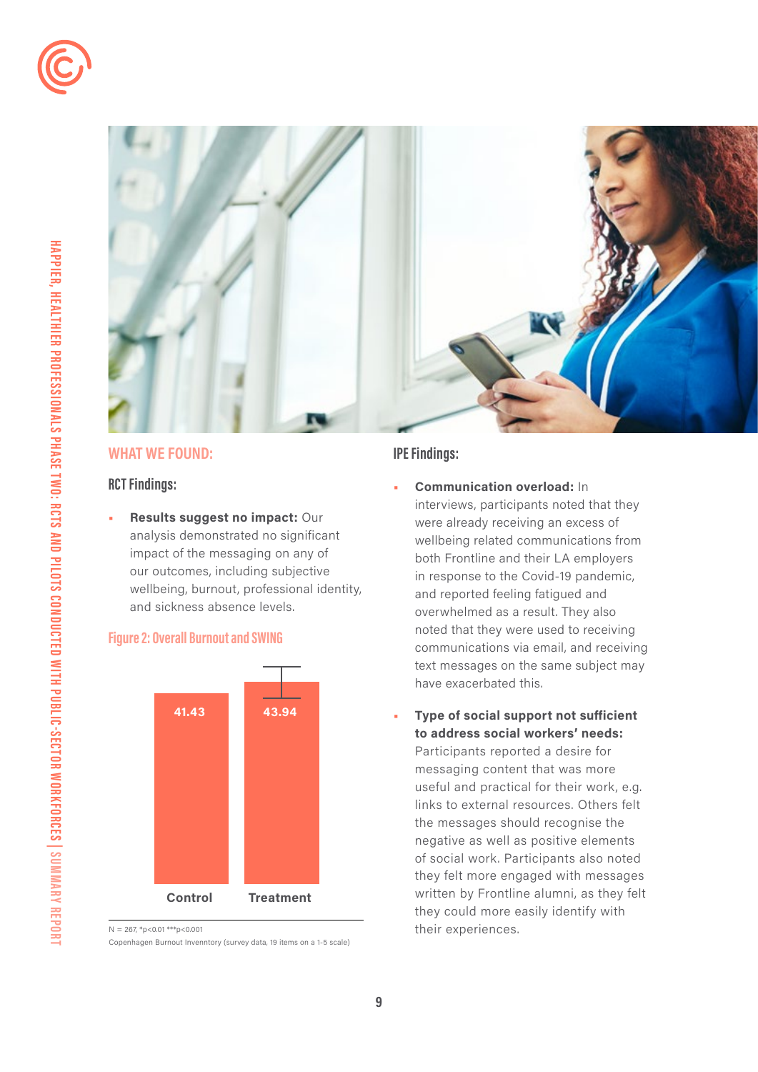## WHAT WE FOUND:

### RCT Findings:

- **Results suggest no impact:** Our analysis demonstrated no significant impact of the messaging on any of our outcomes, including subjective wellbeing, burnout, professional identity, and sickness absence levels.

**Figure 2: Overall Burnout and SWING**

| Control | Treatment |
| --- | --- |
| 41.43 | 43.94 |

N = 267, *p<0.01 ***p<0.001

Copenhagen Burnout Invenntory (survey data, 19 items on a 1-5 scale)

### IPE Findings:

- **Communication overload:** In interviews, participants noted that they were already receiving an excess of wellbeing related communications from both Frontline and their LA employers in response to the Covid-19 pandemic, and reported feeling fatigued and overwhelmed as a result. They also noted that they were used to receiving communications via email, and receiving text messages on the same subject may have exacerbated this.

- **Type of social support not sufficient to address social workers' needs:** Participants reported a desire for messaging content that was more useful and practical for their work, e.g. links to external resources. Others felt the messages should recognise the negative as well as positive elements of social work. Participants also noted they felt more engaged with messages written by Frontline alumni, as they felt they could more easily identify with their experiences.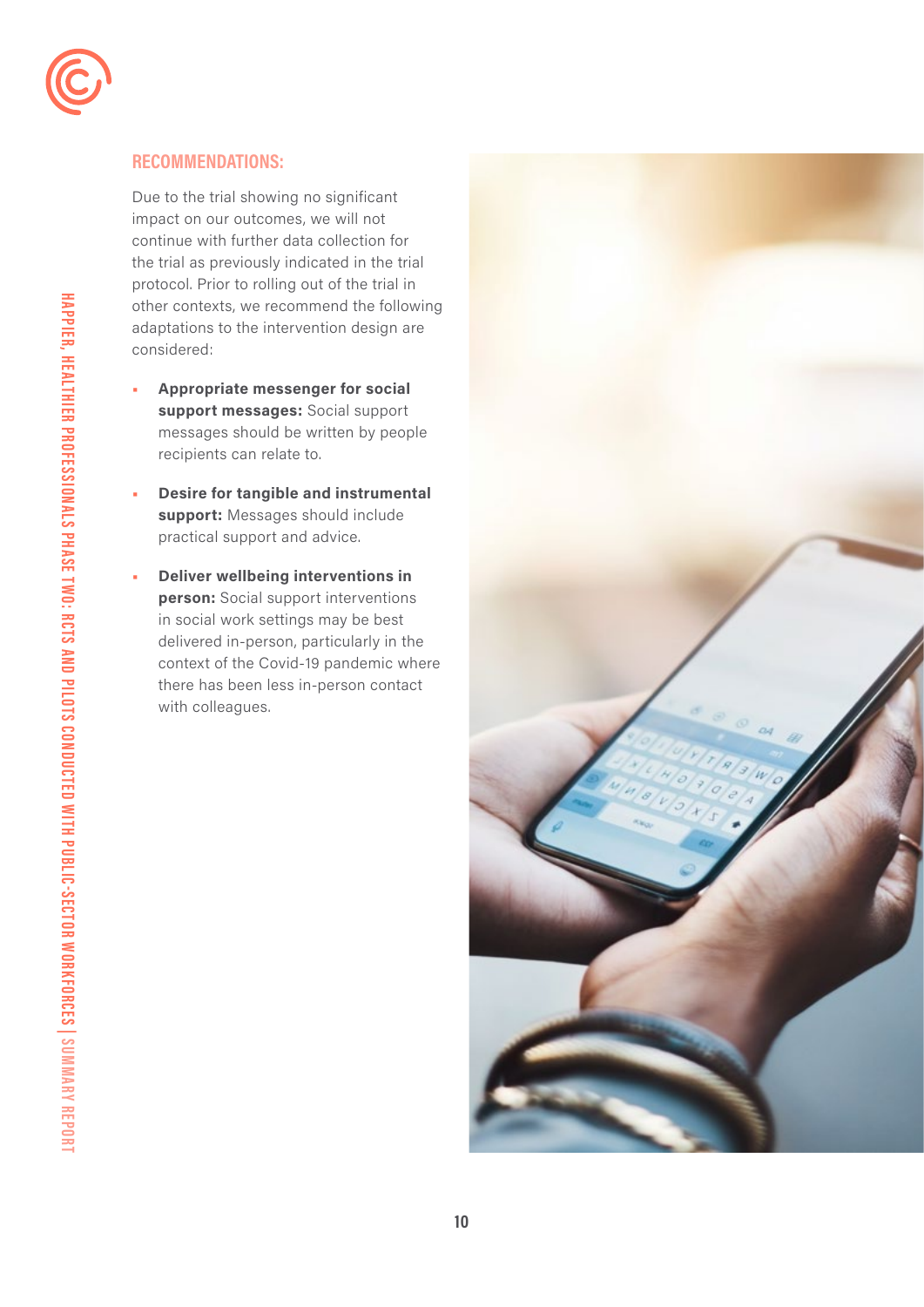## RECOMMENDATIONS:

Due to the trial showing no significant impact on our outcomes, we will not continue with further data collection for the trial as previously indicated in the trial protocol. Prior to rolling out of the trial in other contexts, we recommend the following adaptations to the intervention design are considered:

- **Appropriate messenger for social support messages:** Social support messages should be written by people recipients can relate to.
- **Desire for tangible and instrumental support:** Messages should include practical support and advice.
- **Deliver wellbeing interventions in person:** Social support interventions in social work settings may be best delivered in-person, particularly in the context of the Covid-19 pandemic where there has been less in-person contact with colleagues.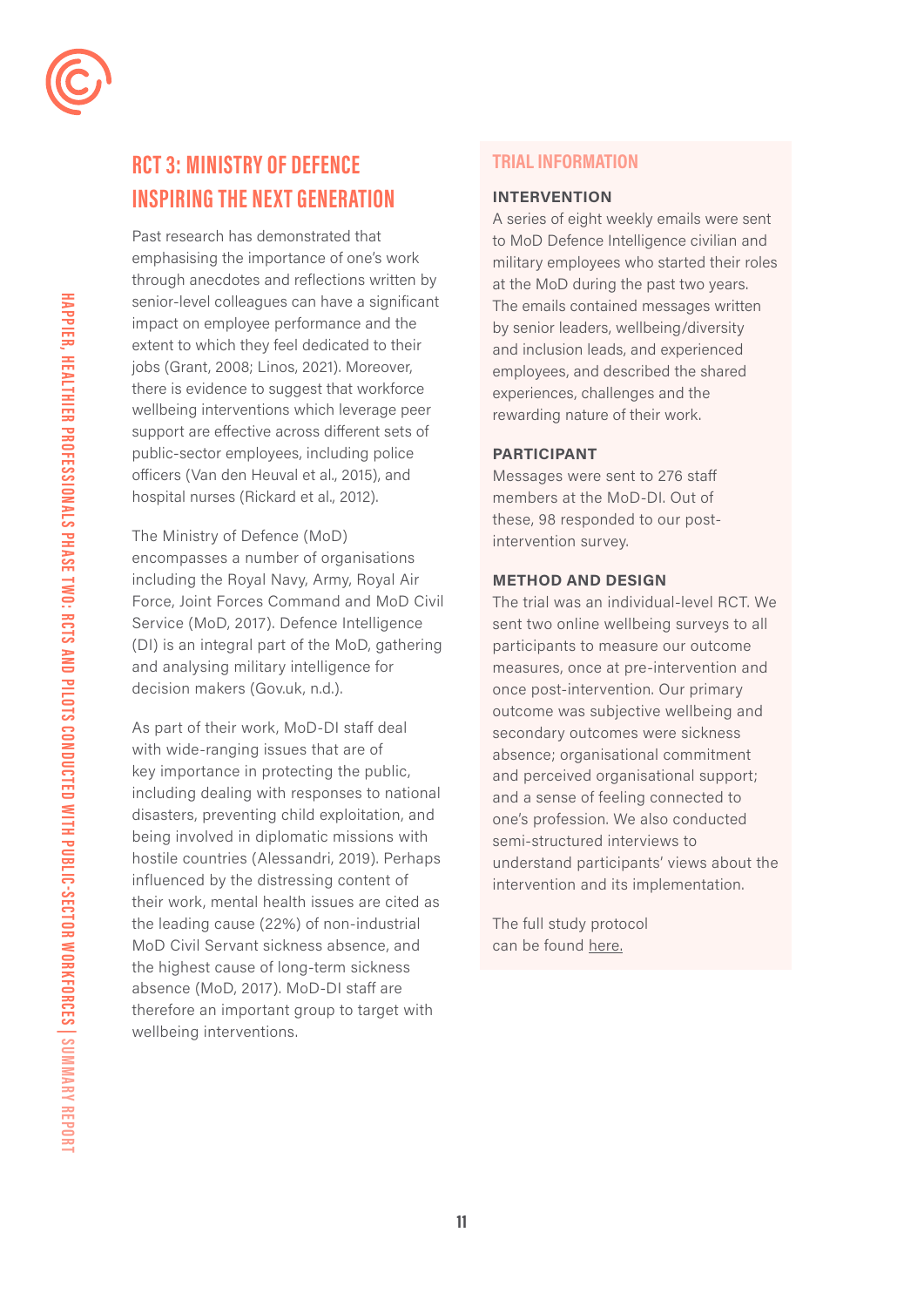# RCT 3: MINISTRY OF DEFENCE INSPIRING THE NEXT GENERATION

Past research has demonstrated that emphasising the importance of one's work through anecdotes and reflections written by senior-level colleagues can have a significant impact on employee performance and the extent to which they feel dedicated to their jobs (Grant, 2008; Linos, 2021). Moreover, there is evidence to suggest that workforce wellbeing interventions which leverage peer support are effective across different sets of public-sector employees, including police officers (Van den Heuval et al., 2015), and hospital nurses (Rickard et al., 2012).

The Ministry of Defence (MoD) encompasses a number of organisations including the Royal Navy, Army, Royal Air Force, Joint Forces Command and MoD Civil Service (MoD, 2017). Defence Intelligence (DI) is an integral part of the MoD, gathering and analysing military intelligence for decision makers (Gov.uk, n.d.).

As part of their work, MoD-DI staff deal with wide-ranging issues that are of key importance in protecting the public, including dealing with responses to national disasters, preventing child exploitation, and being involved in diplomatic missions with hostile countries (Alessandri, 2019). Perhaps influenced by the distressing content of their work, mental health issues are cited as the leading cause (22%) of non-industrial MoD Civil Servant sickness absence, and the highest cause of long-term sickness absence (MoD, 2017). MoD-DI staff are therefore an important group to target with wellbeing interventions.

## TRIAL INFORMATION

### INTERVENTION

A series of eight weekly emails were sent to MoD Defence Intelligence civilian and military employees who started their roles at the MoD during the past two years. The emails contained messages written by senior leaders, wellbeing/diversity and inclusion leads, and experienced employees, and described the shared experiences, challenges and the rewarding nature of their work.

### PARTICIPANT

Messages were sent to 276 staff members at the MoD-DI. Out of these, 98 responded to our post-intervention survey.

### METHOD AND DESIGN

The trial was an individual-level RCT. We sent two online wellbeing surveys to all participants to measure our outcome measures, once at pre-intervention and once post-intervention. Our primary outcome was subjective wellbeing and secondary outcomes were sickness absence; organisational commitment and perceived organisational support; and a sense of feeling connected to one's profession. We also conducted semi-structured interviews to understand participants' views about the intervention and its implementation.

The full study protocol can be found here.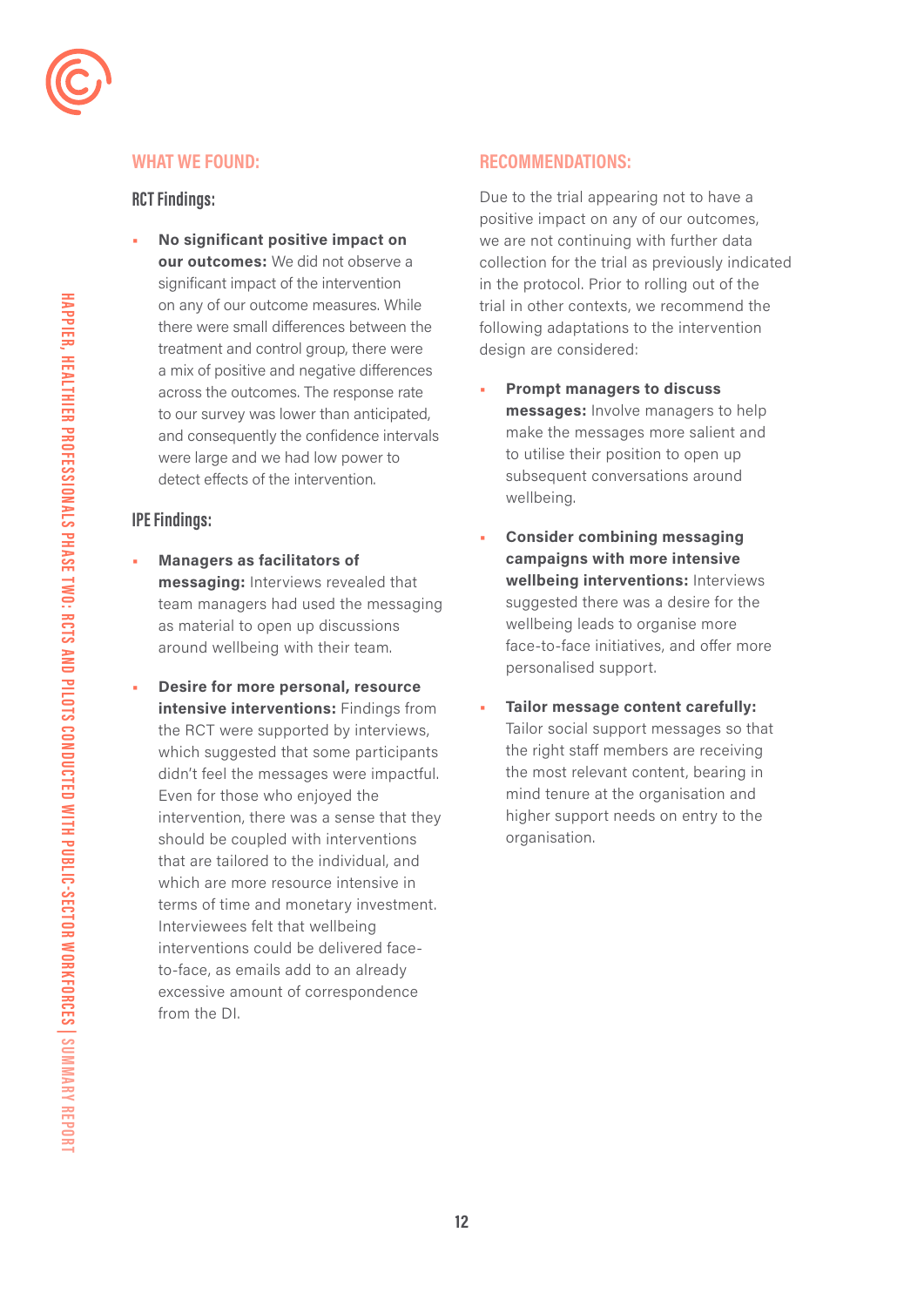## WHAT WE FOUND:

### RCT Findings:

- **No significant positive impact on our outcomes:** We did not observe a significant impact of the intervention on any of our outcome measures. While there were small differences between the treatment and control group, there were a mix of positive and negative differences across the outcomes. The response rate to our survey was lower than anticipated, and consequently the confidence intervals were large and we had low power to detect effects of the intervention.

### IPE Findings:

- **Managers as facilitators of messaging:** Interviews revealed that team managers had used the messaging as material to open up discussions around wellbeing with their team.
- **Desire for more personal, resource intensive interventions:** Findings from the RCT were supported by interviews, which suggested that some participants didn't feel the messages were impactful. Even for those who enjoyed the intervention, there was a sense that they should be coupled with interventions that are tailored to the individual, and which are more resource intensive in terms of time and monetary investment. Interviewees felt that wellbeing interventions could be delivered face-to-face, as emails add to an already excessive amount of correspondence from the DI.

## RECOMMENDATIONS:

Due to the trial appearing not to have a positive impact on any of our outcomes, we are not continuing with further data collection for the trial as previously indicated in the protocol. Prior to rolling out of the trial in other contexts, we recommend the following adaptations to the intervention design are considered:

- **Prompt managers to discuss messages:** Involve managers to help make the messages more salient and to utilise their position to open up subsequent conversations around wellbeing.
- **Consider combining messaging campaigns with more intensive wellbeing interventions:** Interviews suggested there was a desire for the wellbeing leads to organise more face-to-face initiatives, and offer more personalised support.
- **Tailor message content carefully:** Tailor social support messages so that the right staff members are receiving the most relevant content, bearing in mind tenure at the organisation and higher support needs on entry to the organisation.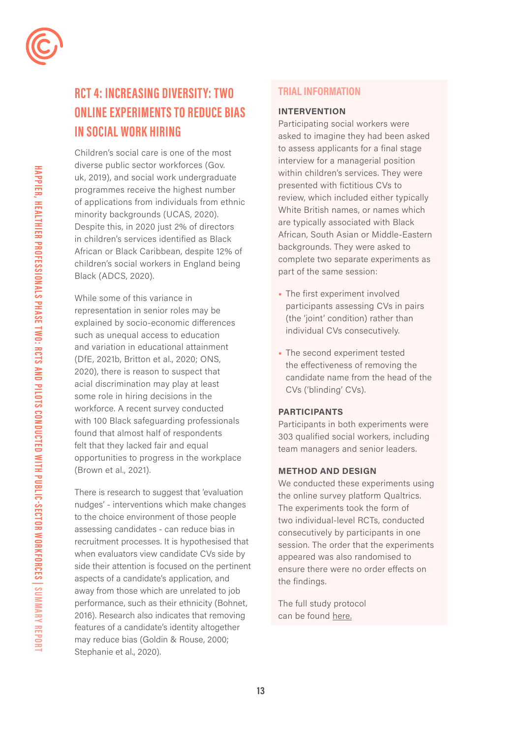## RCT 4: INCREASING DIVERSITY: TWO ONLINE EXPERIMENTS TO REDUCE BIAS IN SOCIAL WORK HIRING

Children's social care is one of the most diverse public sector workforces (Gov.uk, 2019), and social work undergraduate programmes receive the highest number of applications from individuals from ethnic minority backgrounds (UCAS, 2020). Despite this, in 2020 just 2% of directors in children's services identified as Black African or Black Caribbean, despite 12% of children's social workers in England being Black (ADCS, 2020).

While some of this variance in representation in senior roles may be explained by socio-economic differences such as unequal access to education and variation in educational attainment (DfE, 2021b, Britton et al., 2020; ONS, 2020), there is reason to suspect that acial discrimination may play at least some role in hiring decisions in the workforce. A recent survey conducted with 100 Black safeguarding professionals found that almost half of respondents felt that they lacked fair and equal opportunities to progress in the workplace (Brown et al., 2021).

There is research to suggest that 'evaluation nudges' - interventions which make changes to the choice environment of those people assessing candidates - can reduce bias in recruitment processes. It is hypothesised that when evaluators view candidate CVs side by side their attention is focused on the pertinent aspects of a candidate's application, and away from those which are unrelated to job performance, such as their ethnicity (Bohnet, 2016). Research also indicates that removing features of a candidate's identity altogether may reduce bias (Goldin & Rouse, 2000; Stephanie et al., 2020).

### TRIAL INFORMATION

**INTERVENTION**

Participating social workers were asked to imagine they had been asked to assess applicants for a final stage interview for a managerial position within children's services. They were presented with fictitious CVs to review, which included either typically White British names, or names which are typically associated with Black African, South Asian or Middle-Eastern backgrounds. They were asked to complete two separate experiments as part of the same session:

- The first experiment involved participants assessing CVs in pairs (the 'joint' condition) rather than individual CVs consecutively.
- The second experiment tested the effectiveness of removing the candidate name from the head of the CVs ('blinding' CVs).

**PARTICIPANTS**

Participants in both experiments were 303 qualified social workers, including team managers and senior leaders.

**METHOD AND DESIGN**

We conducted these experiments using the online survey platform Qualtrics. The experiments took the form of two individual-level RCTs, conducted consecutively by participants in one session. The order that the experiments appeared was also randomised to ensure there were no order effects on the findings.

The full study protocol can be found here.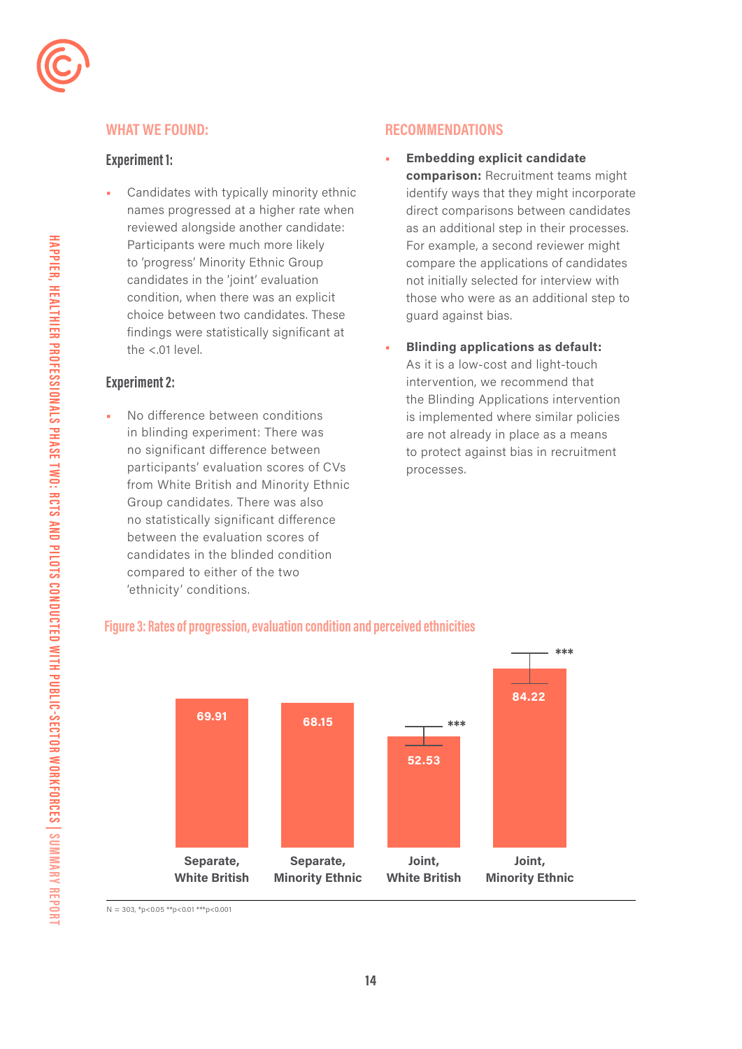## WHAT WE FOUND:

### Experiment 1:

- Candidates with typically minority ethnic names progressed at a higher rate when reviewed alongside another candidate: Participants were much more likely to 'progress' Minority Ethnic Group candidates in the 'joint' evaluation condition, when there was an explicit choice between two candidates. These findings were statistically significant at the <.01 level.

### Experiment 2:

- No difference between conditions in blinding experiment: There was no significant difference between participants' evaluation scores of CVs from White British and Minority Ethnic Group candidates. There was also no statistically significant difference between the evaluation scores of candidates in the blinded condition compared to either of the two 'ethnicity' conditions.

## RECOMMENDATIONS

- **Embedding explicit candidate comparison:** Recruitment teams might identify ways that they might incorporate direct comparisons between candidates as an additional step in their processes. For example, a second reviewer might compare the applications of candidates not initially selected for interview with those who were as an additional step to guard against bias.

- **Blinding applications as default:** As it is a low-cost and light-touch intervention, we recommend that the Blinding Applications intervention is implemented where similar policies are not already in place as a means to protect against bias in recruitment processes.

**Figure 3: Rates of progression, evaluation condition and perceived ethnicities**

| Condition | Rate of progression | Significance |
|---|---|---|
| Separate, White British | 69.91 | |
| Separate, Minority Ethnic | 68.15 | |
| Joint, White British | 52.53 | *** |
| Joint, Minority Ethnic | 84.22 | *** |

N = 303, *p<0.05 **p<0.01 ***p<0.001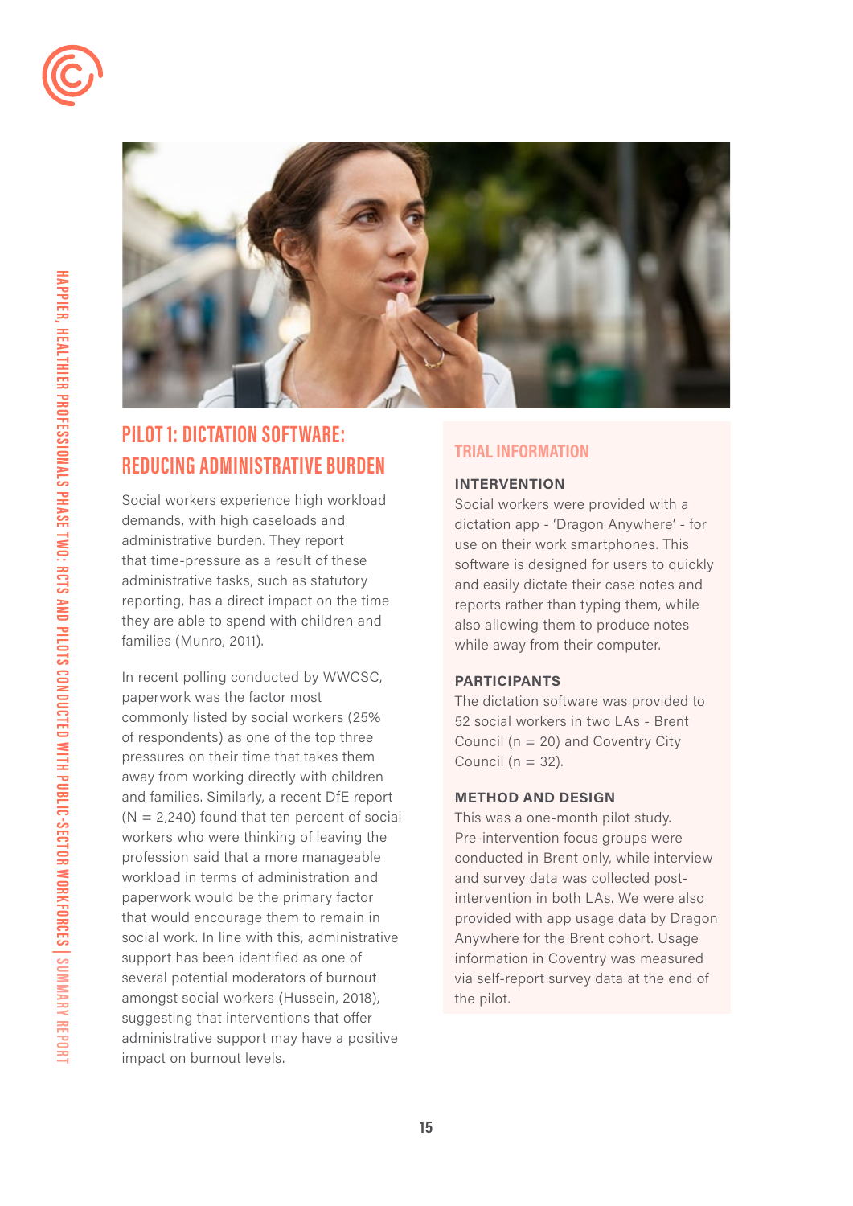## PILOT 1: DICTATION SOFTWARE: REDUCING ADMINISTRATIVE BURDEN

Social workers experience high workload demands, with high caseloads and administrative burden. They report that time-pressure as a result of these administrative tasks, such as statutory reporting, has a direct impact on the time they are able to spend with children and families (Munro, 2011).

In recent polling conducted by WWCSC, paperwork was the factor most commonly listed by social workers (25% of respondents) as one of the top three pressures on their time that takes them away from working directly with children and families. Similarly, a recent DfE report (N = 2,240) found that ten percent of social workers who were thinking of leaving the profession said that a more manageable workload in terms of administration and paperwork would be the primary factor that would encourage them to remain in social work. In line with this, administrative support has been identified as one of several potential moderators of burnout amongst social workers (Hussein, 2018), suggesting that interventions that offer administrative support may have a positive impact on burnout levels.

### TRIAL INFORMATION

**INTERVENTION**

Social workers were provided with a dictation app - 'Dragon Anywhere' - for use on their work smartphones. This software is designed for users to quickly and easily dictate their case notes and reports rather than typing them, while also allowing them to produce notes while away from their computer.

**PARTICIPANTS**

The dictation software was provided to 52 social workers in two LAs - Brent Council (n = 20) and Coventry City Council (n = 32).

**METHOD AND DESIGN**

This was a one-month pilot study. Pre-intervention focus groups were conducted in Brent only, while interview and survey data was collected post-intervention in both LAs. We were also provided with app usage data by Dragon Anywhere for the Brent cohort. Usage information in Coventry was measured via self-report survey data at the end of the pilot.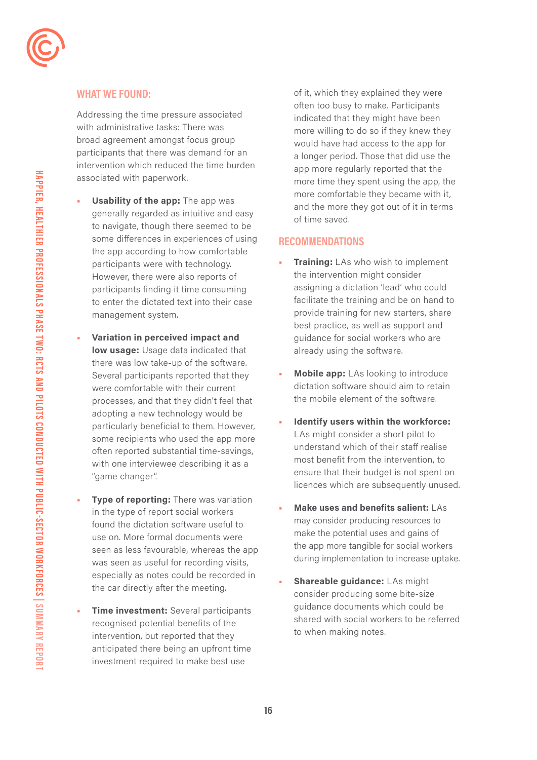## WHAT WE FOUND:

Addressing the time pressure associated with administrative tasks: There was broad agreement amongst focus group participants that there was demand for an intervention which reduced the time burden associated with paperwork.

- **Usability of the app:** The app was generally regarded as intuitive and easy to navigate, though there seemed to be some differences in experiences of using the app according to how comfortable participants were with technology. However, there were also reports of participants finding it time consuming to enter the dictated text into their case management system.

- **Variation in perceived impact and low usage:** Usage data indicated that there was low take-up of the software. Several participants reported that they were comfortable with their current processes, and that they didn't feel that adopting a new technology would be particularly beneficial to them. However, some recipients who used the app more often reported substantial time-savings, with one interviewee describing it as a "game changer".

- **Type of reporting:** There was variation in the type of report social workers found the dictation software useful to use on. More formal documents were seen as less favourable, whereas the app was seen as useful for recording visits, especially as notes could be recorded in the car directly after the meeting.

- **Time investment:** Several participants recognised potential benefits of the intervention, but reported that they anticipated there being an upfront time investment required to make best use of it, which they explained they were often too busy to make. Participants indicated that they might have been more willing to do so if they knew they would have had access to the app for a longer period. Those that did use the app more regularly reported that the more time they spent using the app, the more comfortable they became with it, and the more they got out of it in terms of time saved.

## RECOMMENDATIONS

- **Training:** LAs who wish to implement the intervention might consider assigning a dictation 'lead' who could facilitate the training and be on hand to provide training for new starters, share best practice, as well as support and guidance for social workers who are already using the software.

- **Mobile app:** LAs looking to introduce dictation software should aim to retain the mobile element of the software.

- **Identify users within the workforce:** LAs might consider a short pilot to understand which of their staff realise most benefit from the intervention, to ensure that their budget is not spent on licences which are subsequently unused.

- **Make uses and benefits salient:** LAs may consider producing resources to make the potential uses and gains of the app more tangible for social workers during implementation to increase uptake.

- **Shareable guidance:** LAs might consider producing some bite-size guidance documents which could be shared with social workers to be referred to when making notes.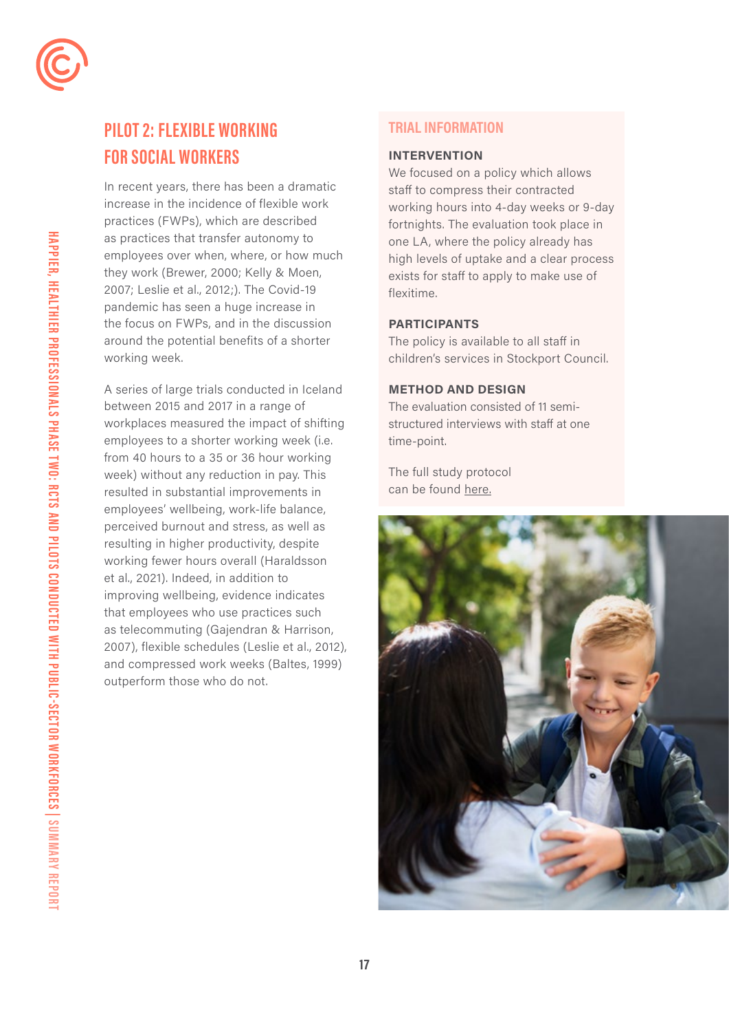## PILOT 2: FLEXIBLE WORKING FOR SOCIAL WORKERS

In recent years, there has been a dramatic increase in the incidence of flexible work practices (FWPs), which are described as practices that transfer autonomy to employees over when, where, or how much they work (Brewer, 2000; Kelly & Moen, 2007; Leslie et al., 2012;). The Covid-19 pandemic has seen a huge increase in the focus on FWPs, and in the discussion around the potential benefits of a shorter working week.

A series of large trials conducted in Iceland between 2015 and 2017 in a range of workplaces measured the impact of shifting employees to a shorter working week (i.e. from 40 hours to a 35 or 36 hour working week) without any reduction in pay. This resulted in substantial improvements in employees' wellbeing, work-life balance, perceived burnout and stress, as well as resulting in higher productivity, despite working fewer hours overall (Haraldsson et al., 2021). Indeed, in addition to improving wellbeing, evidence indicates that employees who use practices such as telecommuting (Gajendran & Harrison, 2007), flexible schedules (Leslie et al., 2012), and compressed work weeks (Baltes, 1999) outperform those who do not.

### TRIAL INFORMATION

**INTERVENTION**

We focused on a policy which allows staff to compress their contracted working hours into 4-day weeks or 9-day fortnights. The evaluation took place in one LA, where the policy already has high levels of uptake and a clear process exists for staff to apply to make use of flexitime.

**PARTICIPANTS**

The policy is available to all staff in children's services in Stockport Council.

**METHOD AND DESIGN**

The evaluation consisted of 11 semi-structured interviews with staff at one time-point.

The full study protocol can be found here.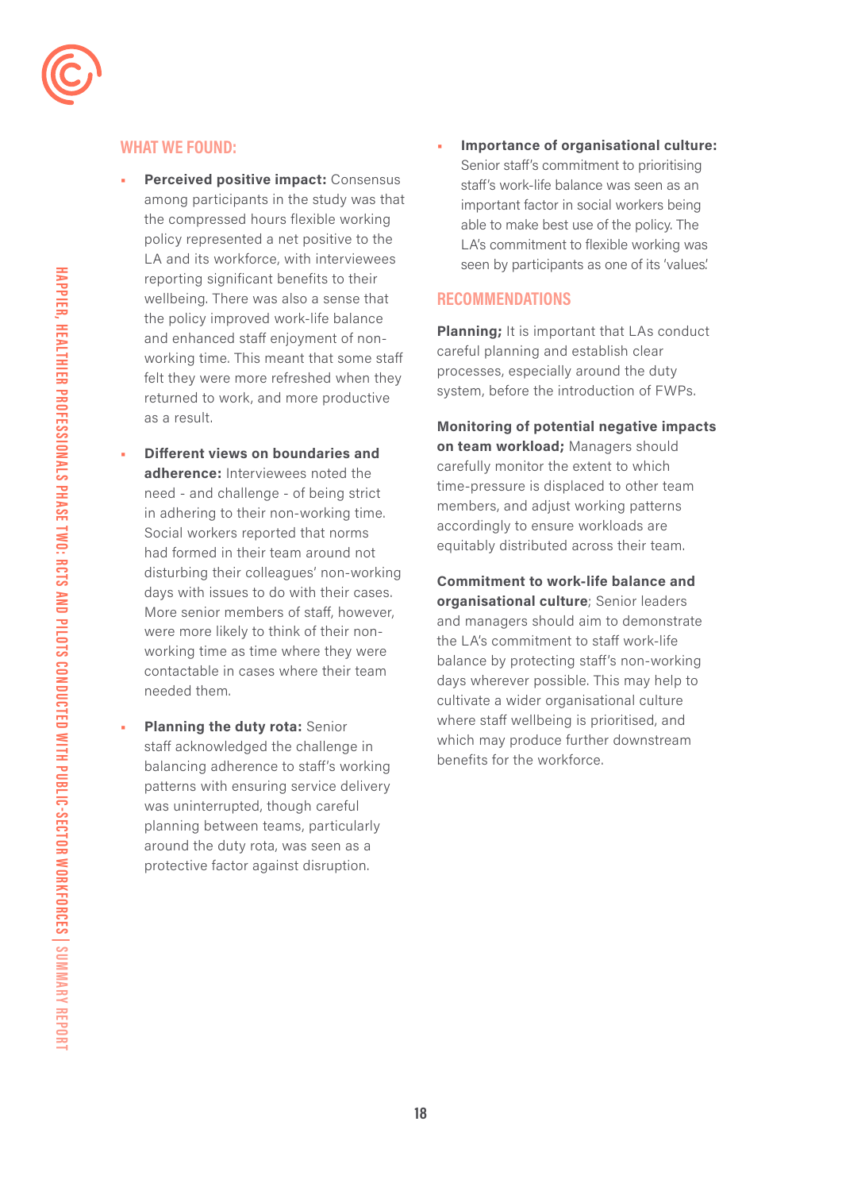## WHAT WE FOUND:

- **Perceived positive impact:** Consensus among participants in the study was that the compressed hours flexible working policy represented a net positive to the LA and its workforce, with interviewees reporting significant benefits to their wellbeing. There was also a sense that the policy improved work-life balance and enhanced staff enjoyment of non-working time. This meant that some staff felt they were more refreshed when they returned to work, and more productive as a result.

- **Different views on boundaries and adherence:** Interviewees noted the need - and challenge - of being strict in adhering to their non-working time. Social workers reported that norms had formed in their team around not disturbing their colleagues' non-working days with issues to do with their cases. More senior members of staff, however, were more likely to think of their non-working time as time where they were contactable in cases where their team needed them.

- **Planning the duty rota:** Senior staff acknowledged the challenge in balancing adherence to staff's working patterns with ensuring service delivery was uninterrupted, though careful planning between teams, particularly around the duty rota, was seen as a protective factor against disruption.

- **Importance of organisational culture:** Senior staff's commitment to prioritising staff's work-life balance was seen as an important factor in social workers being able to make best use of the policy. The LA's commitment to flexible working was seen by participants as one of its 'values'.

## RECOMMENDATIONS

**Planning;** It is important that LAs conduct careful planning and establish clear processes, especially around the duty system, before the introduction of FWPs.

**Monitoring of potential negative impacts on team workload;** Managers should carefully monitor the extent to which time-pressure is displaced to other team members, and adjust working patterns accordingly to ensure workloads are equitably distributed across their team.

**Commitment to work-life balance and organisational culture**; Senior leaders and managers should aim to demonstrate the LA's commitment to staff work-life balance by protecting staff's non-working days wherever possible. This may help to cultivate a wider organisational culture where staff wellbeing is prioritised, and which may produce further downstream benefits for the workforce.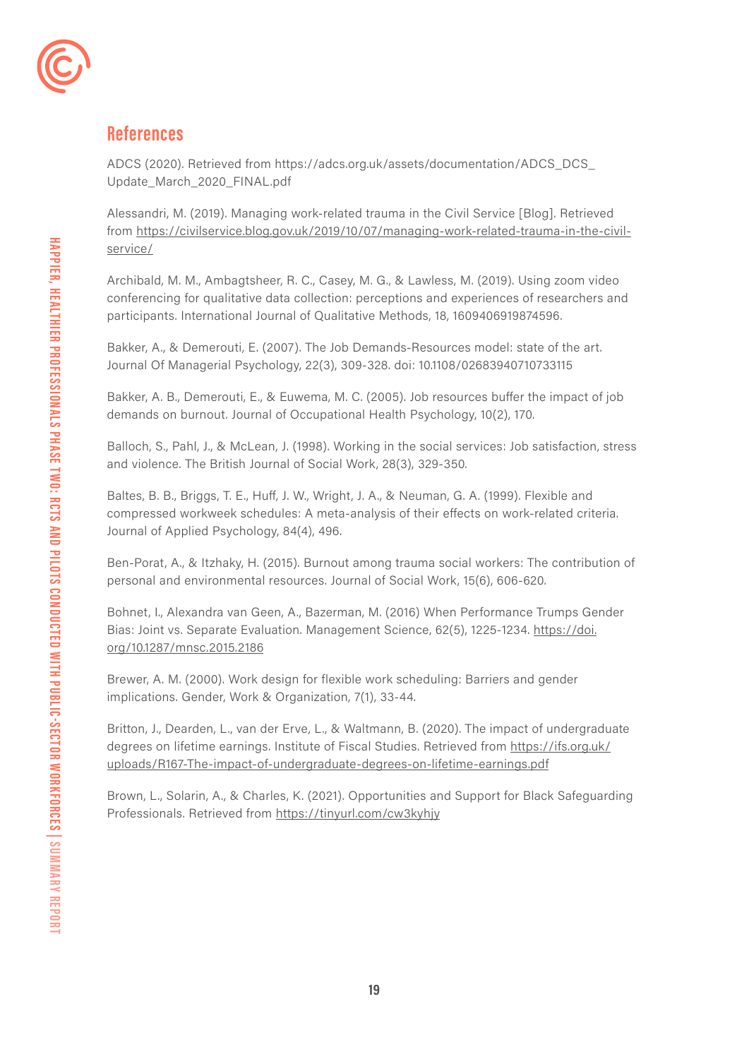## References

ADCS (2020). Retrieved from https://adcs.org.uk/assets/documentation/ADCS_DCS_Update_March_2020_FINAL.pdf

Alessandri, M. (2019). Managing work-related trauma in the Civil Service [Blog]. Retrieved from https://civilservice.blog.gov.uk/2019/10/07/managing-work-related-trauma-in-the-civil-service/

Archibald, M. M., Ambagtsheer, R. C., Casey, M. G., & Lawless, M. (2019). Using zoom video conferencing for qualitative data collection: perceptions and experiences of researchers and participants. International Journal of Qualitative Methods, 18, 1609406919874596.

Bakker, A., & Demerouti, E. (2007). The Job Demands-Resources model: state of the art. Journal Of Managerial Psychology, 22(3), 309-328. doi: 10.1108/02683940710733115

Bakker, A. B., Demerouti, E., & Euwema, M. C. (2005). Job resources buffer the impact of job demands on burnout. Journal of Occupational Health Psychology, 10(2), 170.

Balloch, S., Pahl, J., & McLean, J. (1998). Working in the social services: Job satisfaction, stress and violence. The British Journal of Social Work, 28(3), 329-350.

Baltes, B. B., Briggs, T. E., Huff, J. W., Wright, J. A., & Neuman, G. A. (1999). Flexible and compressed workweek schedules: A meta-analysis of their effects on work-related criteria. Journal of Applied Psychology, 84(4), 496.

Ben-Porat, A., & Itzhaky, H. (2015). Burnout among trauma social workers: The contribution of personal and environmental resources. Journal of Social Work, 15(6), 606-620.

Bohnet, I., Alexandra van Geen, A., Bazerman, M. (2016) When Performance Trumps Gender Bias: Joint vs. Separate Evaluation. Management Science, 62(5), 1225-1234. https://doi.org/10.1287/mnsc.2015.2186

Brewer, A. M. (2000). Work design for flexible work scheduling: Barriers and gender implications. Gender, Work & Organization, 7(1), 33-44.

Britton, J., Dearden, L., van der Erve, L., & Waltmann, B. (2020). The impact of undergraduate degrees on lifetime earnings. Institute of Fiscal Studies. Retrieved from https://ifs.org.uk/uploads/R167-The-impact-of-undergraduate-degrees-on-lifetime-earnings.pdf

Brown, L., Solarin, A., & Charles, K. (2021). Opportunities and Support for Black Safeguarding Professionals. Retrieved from https://tinyurl.com/cw3kyhjy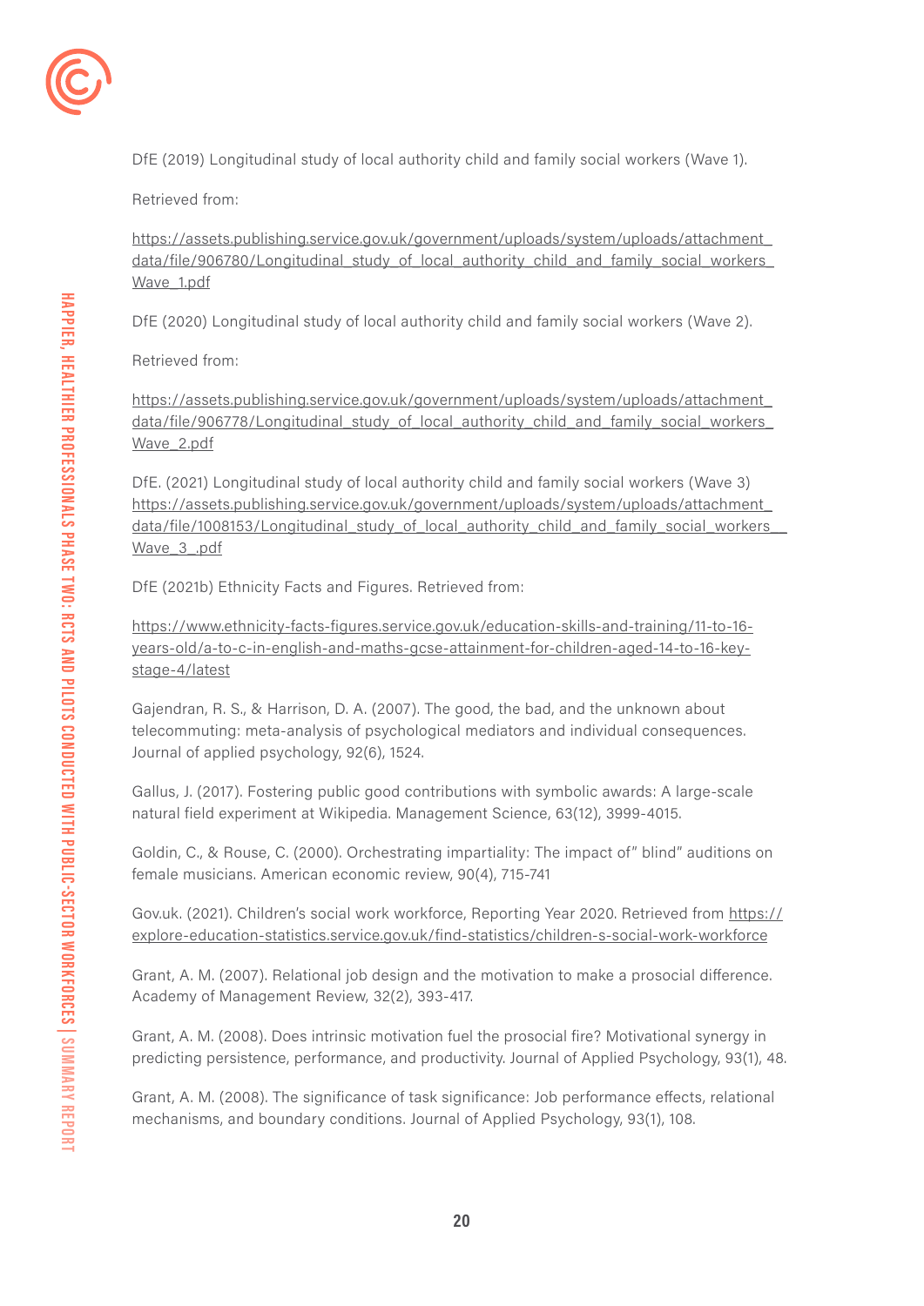DfE (2019) Longitudinal study of local authority child and family social workers (Wave 1).

Retrieved from:

https://assets.publishing.service.gov.uk/government/uploads/system/uploads/attachment_data/file/906780/Longitudinal_study_of_local_authority_child_and_family_social_workers_Wave_1.pdf

DfE (2020) Longitudinal study of local authority child and family social workers (Wave 2).

Retrieved from:

https://assets.publishing.service.gov.uk/government/uploads/system/uploads/attachment_data/file/906778/Longitudinal_study_of_local_authority_child_and_family_social_workers_Wave_2.pdf

DfE. (2021) Longitudinal study of local authority child and family social workers (Wave 3) https://assets.publishing.service.gov.uk/government/uploads/system/uploads/attachment_data/file/1008153/Longitudinal_study_of_local_authority_child_and_family_social_workers__Wave_3_.pdf

DfE (2021b) Ethnicity Facts and Figures. Retrieved from:

https://www.ethnicity-facts-figures.service.gov.uk/education-skills-and-training/11-to-16-years-old/a-to-c-in-english-and-maths-gcse-attainment-for-children-aged-14-to-16-key-stage-4/latest

Gajendran, R. S., & Harrison, D. A. (2007). The good, the bad, and the unknown about telecommuting: meta-analysis of psychological mediators and individual consequences. Journal of applied psychology, 92(6), 1524.

Gallus, J. (2017). Fostering public good contributions with symbolic awards: A large-scale natural field experiment at Wikipedia. Management Science, 63(12), 3999-4015.

Goldin, C., & Rouse, C. (2000). Orchestrating impartiality: The impact of" blind" auditions on female musicians. American economic review, 90(4), 715-741

Gov.uk. (2021). Children's social work workforce, Reporting Year 2020. Retrieved from https://explore-education-statistics.service.gov.uk/find-statistics/children-s-social-work-workforce

Grant, A. M. (2007). Relational job design and the motivation to make a prosocial difference. Academy of Management Review, 32(2), 393-417.

Grant, A. M. (2008). Does intrinsic motivation fuel the prosocial fire? Motivational synergy in predicting persistence, performance, and productivity. Journal of Applied Psychology, 93(1), 48.

Grant, A. M. (2008). The significance of task significance: Job performance effects, relational mechanisms, and boundary conditions. Journal of Applied Psychology, 93(1), 108.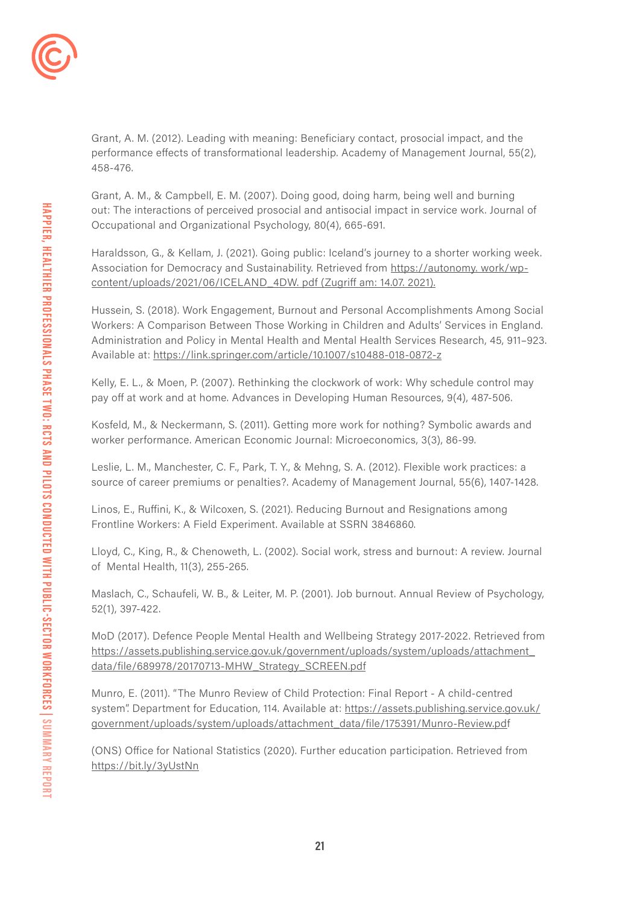Grant, A. M. (2012). Leading with meaning: Beneficiary contact, prosocial impact, and the performance effects of transformational leadership. Academy of Management Journal, 55(2), 458-476.

Grant, A. M., & Campbell, E. M. (2007). Doing good, doing harm, being well and burning out: The interactions of perceived prosocial and antisocial impact in service work. Journal of Occupational and Organizational Psychology, 80(4), 665-691.

Haraldsson, G., & Kellam, J. (2021). Going public: Iceland's journey to a shorter working week. Association for Democracy and Sustainability. Retrieved from https://autonomy. work/wp-content/uploads/2021/06/ICELAND_4DW. pdf (Zugriff am: 14.07. 2021).

Hussein, S. (2018). Work Engagement, Burnout and Personal Accomplishments Among Social Workers: A Comparison Between Those Working in Children and Adults' Services in England. Administration and Policy in Mental Health and Mental Health Services Research, 45, 911–923. Available at: https://link.springer.com/article/10.1007/s10488-018-0872-z

Kelly, E. L., & Moen, P. (2007). Rethinking the clockwork of work: Why schedule control may pay off at work and at home. Advances in Developing Human Resources, 9(4), 487-506.

Kosfeld, M., & Neckermann, S. (2011). Getting more work for nothing? Symbolic awards and worker performance. American Economic Journal: Microeconomics, 3(3), 86-99.

Leslie, L. M., Manchester, C. F., Park, T. Y., & Mehng, S. A. (2012). Flexible work practices: a source of career premiums or penalties?. Academy of Management Journal, 55(6), 1407-1428.

Linos, E., Ruffini, K., & Wilcoxen, S. (2021). Reducing Burnout and Resignations among Frontline Workers: A Field Experiment. Available at SSRN 3846860.

Lloyd, C., King, R., & Chenoweth, L. (2002). Social work, stress and burnout: A review. Journal of Mental Health, 11(3), 255-265.

Maslach, C., Schaufeli, W. B., & Leiter, M. P. (2001). Job burnout. Annual Review of Psychology, 52(1), 397-422.

MoD (2017). Defence People Mental Health and Wellbeing Strategy 2017-2022. Retrieved from https://assets.publishing.service.gov.uk/government/uploads/system/uploads/attachment_data/file/689978/20170713-MHW_Strategy_SCREEN.pdf

Munro, E. (2011). "The Munro Review of Child Protection: Final Report - A child-centred system". Department for Education, 114. Available at: https://assets.publishing.service.gov.uk/government/uploads/system/uploads/attachment_data/file/175391/Munro-Review.pdf

(ONS) Office for National Statistics (2020). Further education participation. Retrieved from https://bit.ly/3yUstNn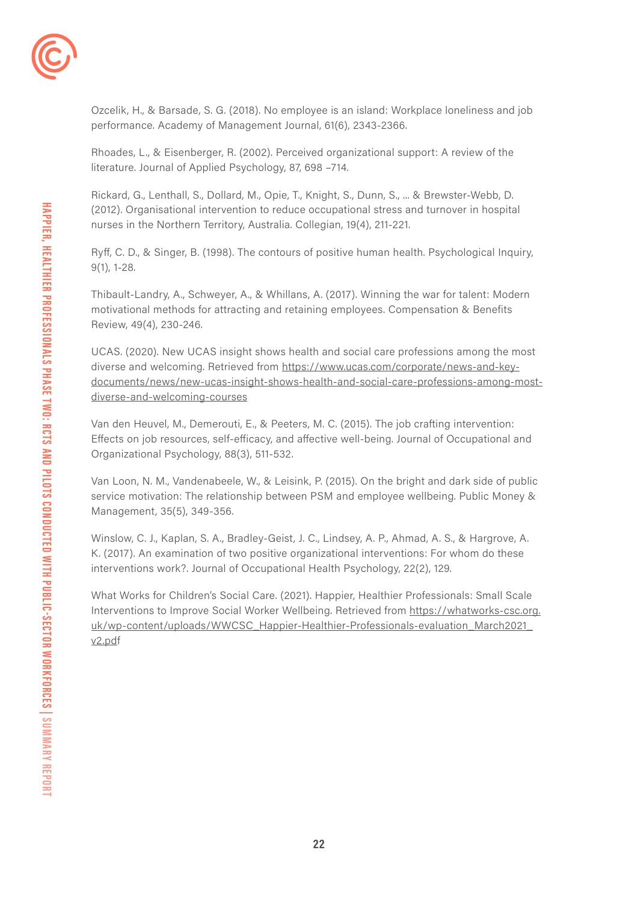Ozcelik, H., & Barsade, S. G. (2018). No employee is an island: Workplace loneliness and job performance. Academy of Management Journal, 61(6), 2343-2366.

Rhoades, L., & Eisenberger, R. (2002). Perceived organizational support: A review of the literature. Journal of Applied Psychology, 87, 698 –714.

Rickard, G., Lenthall, S., Dollard, M., Opie, T., Knight, S., Dunn, S., ... & Brewster-Webb, D. (2012). Organisational intervention to reduce occupational stress and turnover in hospital nurses in the Northern Territory, Australia. Collegian, 19(4), 211-221.

Ryff, C. D., & Singer, B. (1998). The contours of positive human health. Psychological Inquiry, 9(1), 1-28.

Thibault-Landry, A., Schweyer, A., & Whillans, A. (2017). Winning the war for talent: Modern motivational methods for attracting and retaining employees. Compensation & Benefits Review, 49(4), 230-246.

UCAS. (2020). New UCAS insight shows health and social care professions among the most diverse and welcoming. Retrieved from https://www.ucas.com/corporate/news-and-key-documents/news/new-ucas-insight-shows-health-and-social-care-professions-among-most-diverse-and-welcoming-courses

Van den Heuvel, M., Demerouti, E., & Peeters, M. C. (2015). The job crafting intervention: Effects on job resources, self-efficacy, and affective well-being. Journal of Occupational and Organizational Psychology, 88(3), 511-532.

Van Loon, N. M., Vandenabeele, W., & Leisink, P. (2015). On the bright and dark side of public service motivation: The relationship between PSM and employee wellbeing. Public Money & Management, 35(5), 349-356.

Winslow, C. J., Kaplan, S. A., Bradley-Geist, J. C., Lindsey, A. P., Ahmad, A. S., & Hargrove, A. K. (2017). An examination of two positive organizational interventions: For whom do these interventions work?. Journal of Occupational Health Psychology, 22(2), 129.

What Works for Children's Social Care. (2021). Happier, Healthier Professionals: Small Scale Interventions to Improve Social Worker Wellbeing. Retrieved from https://whatworks-csc.org.uk/wp-content/uploads/WWCSC_Happier-Healthier-Professionals-evaluation_March2021_v2.pdf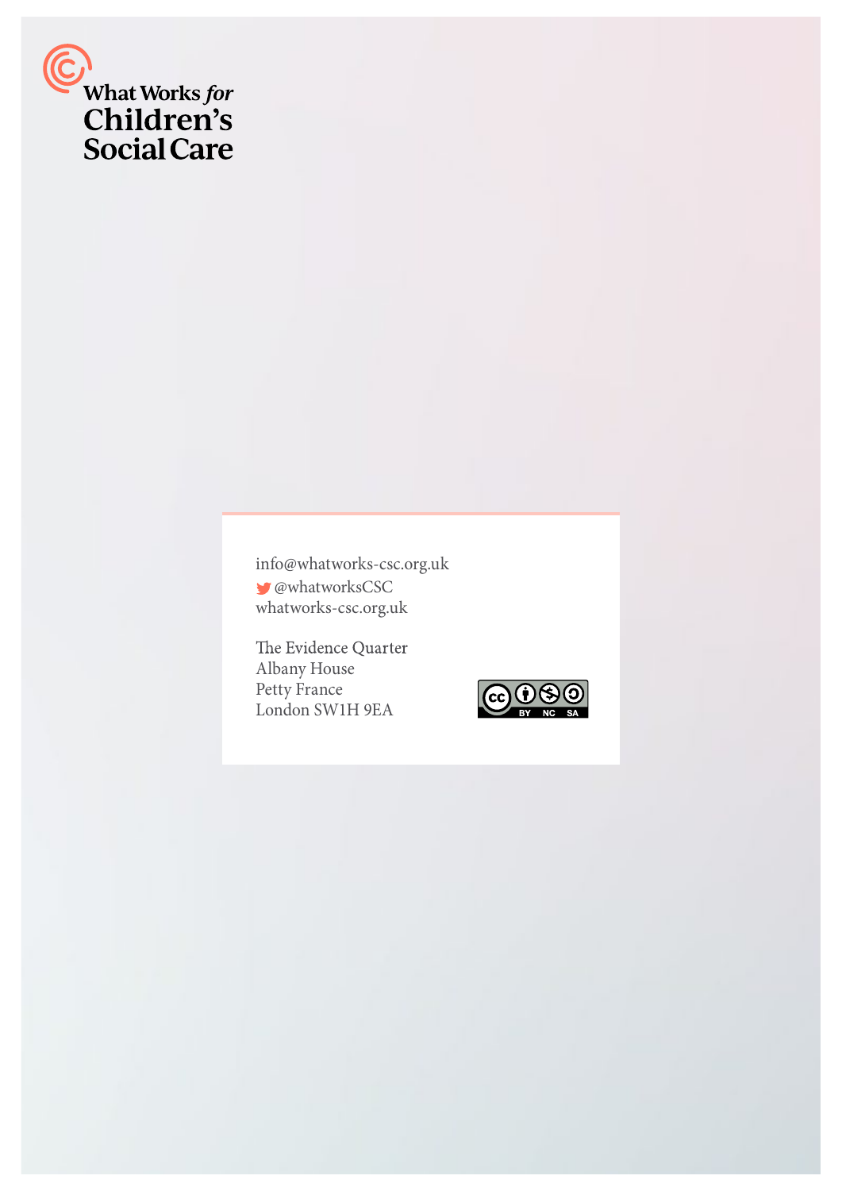What Works *for* Children's Social Care

info@whatworks-csc.org.uk
@whatworksCSC
whatworks-csc.org.uk

The Evidence Quarter
Albany House
Petty France
London SW1H 9EA